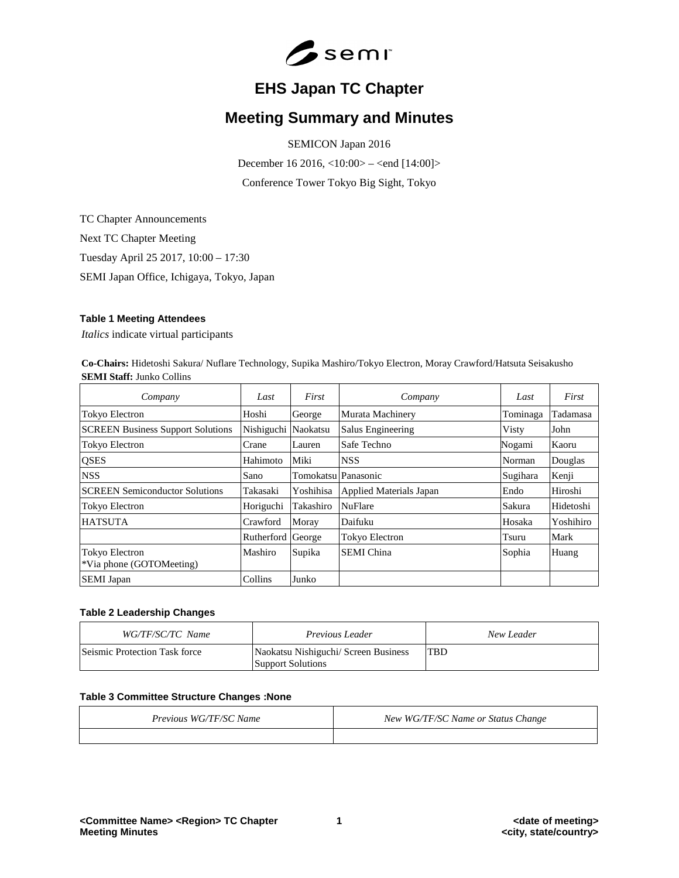# EHS Japan TC Chapter

## Meeting Summary and Minutes

SEMICON Japan 2016

December 16 2016, <10:00> – <end [14:00]>

Conference Tower Tokyo Big Sight, Tokyo

TC Chapter Announcements

Next TC Chapter Meeting

Tuesday April 25 2017, 10:00 – 17:30

SEMI Japan Office, Ichigaya, Tokyo, Japan

**Table 1 Meeting Attendees**

*Italics* indicate virtual participants

**Co-Chairs:** Hidetoshi Sakura/ Nuflare Technology, Supika Mashiro/Tokyo Electron, Moray Crawford/Hatsuta Seisakusho
**SEMI Staff:** Junko Collins

| *Company* | *Last* | *First* | *Company* | *Last* | *First* |
|---|---|---|---|---|---|
| Tokyo Electron | Hoshi | George | Murata Machinery | Tominaga | Tadamasa |
| SCREEN Business Support Solutions | Nishiguchi | Naokatsu | Salus Engineering | Visty | John |
| Tokyo Electron | Crane | Lauren | Safe Techno | Nogami | Kaoru |
| QSES | Hahimoto | Miki | NSS | Norman | Douglas |
| NSS | Sano | Tomokatsu | Panasonic | Sugihara | Kenji |
| SCREEN Semiconductor Solutions | Takasaki | Yoshihisa | Applied Materials Japan | Endo | Hiroshi |
| Tokyo Electron | Horiguchi | Takashiro | NuFlare | Sakura | Hidetoshi |
| HATSUTA | Crawford | Moray | Daifuku | Hosaka | Yoshihiro |
| | Rutherford | George | Tokyo Electron | Tsuru | Mark |
| Tokyo Electron *Via phone (GOTOMeeting) | Mashiro | Supika | SEMI China | Sophia | Huang |
| SEMI Japan | Collins | Junko | | | |

**Table 2 Leadership Changes**

| *WG/TF/SC/TC Name* | *Previous Leader* | *New Leader* |
|---|---|---|
| Seismic Protection Task force | Naokatsu Nishiguchi/ Screen Business Support Solutions | TBD |

**Table 3 Committee Structure Changes :None**

| *Previous WG/TF/SC Name* | *New WG/TF/SC Name or Status Change* |
|---|---|
| | |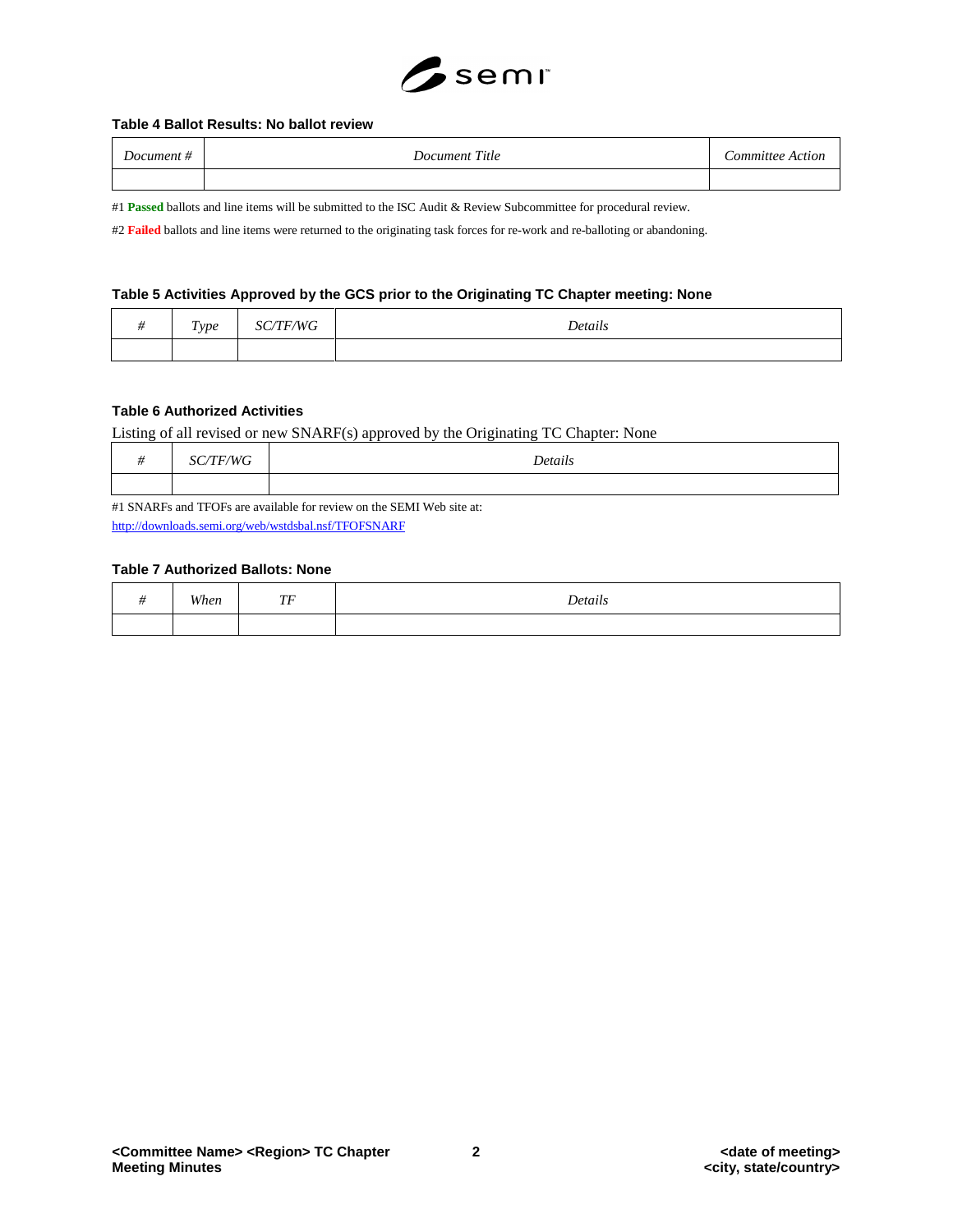### Table 4 Ballot Results: No ballot review

| *Document #* | *Document Title* | *Committee Action* |
|---|---|---|
| | | |

#1 **Passed** ballots and line items will be submitted to the ISC Audit & Review Subcommittee for procedural review.

#2 **Failed** ballots and line items were returned to the originating task forces for re-work and re-balloting or abandoning.

### Table 5 Activities Approved by the GCS prior to the Originating TC Chapter meeting: None

| *#* | *Type* | *SC/TF/WG* | *Details* |
|---|---|---|---|
| | | | |

### Table 6 Authorized Activities

Listing of all revised or new SNARF(s) approved by the Originating TC Chapter: None

| *#* | *SC/TF/WG* | *Details* |
|---|---|---|
| | | |

#1 SNARFs and TFOFs are available for review on the SEMI Web site at:
http://downloads.semi.org/web/wstdsbal.nsf/TFOFSNARF

### Table 7 Authorized Ballots: None

| *#* | *When* | *TF* | *Details* |
|---|---|---|---|
| | | | |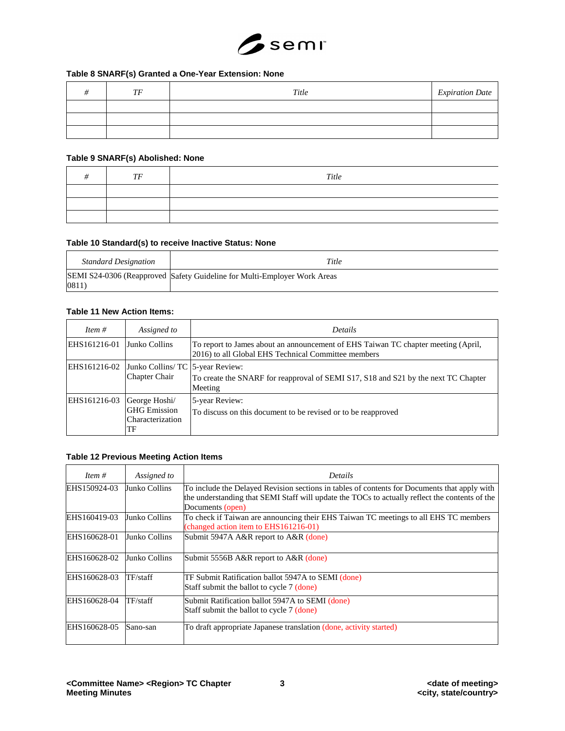**Table 8 SNARF(s) Granted a One-Year Extension: None**

| # | TF | Title | Expiration Date |
|---|---|---|---|
| | | | |
| | | | |
| | | | |

**Table 9 SNARF(s) Abolished: None**

| # | TF | Title |
|---|---|---|
| | | |
| | | |
| | | |

**Table 10 Standard(s) to receive Inactive Status: None**

| Standard Designation | Title |
|---|---|
| SEMI S24-0306 (Reapproved 0811) | Safety Guideline for Multi-Employer Work Areas |

**Table 11 New Action Items:**

| Item # | Assigned to | Details |
|---|---|---|
| EHS161216-01 | Junko Collins | To report to James about an announcement of EHS Taiwan TC chapter meeting (April, 2016) to all Global EHS Technical Committee members |
| EHS161216-02 | Junko Collins/ TC Chapter Chair | 5-year Review:<br>To create the SNARF for reapproval of SEMI S17, S18 and S21 by the next TC Chapter Meeting |
| EHS161216-03 | George Hoshi/ GHG Emission Characterization TF | 5-year Review:<br>To discuss on this document to be revised or to be reapproved |

**Table 12 Previous Meeting Action Items**

| Item # | Assigned to | Details |
|---|---|---|
| EHS150924-03 | Junko Collins | To include the Delayed Revision sections in tables of contents for Documents that apply with the understanding that SEMI Staff will update the TOCs to actually reflect the contents of the Documents (open) |
| EHS160419-03 | Junko Collins | To check if Taiwan are announcing their EHS Taiwan TC meetings to all EHS TC members (changed action item to EHS161216-01) |
| EHS160628-01 | Junko Collins | Submit 5947A A&R report to A&R (done) |
| EHS160628-02 | Junko Collins | Submit 5556B A&R report to A&R (done) |
| EHS160628-03 | TF/staff | TF Submit Ratification ballot 5947A to SEMI (done)<br>Staff submit the ballot to cycle 7 (done) |
| EHS160628-04 | TF/staff | Submit Ratification ballot 5947A to SEMI (done)<br>Staff submit the ballot to cycle 7 (done) |
| EHS160628-05 | Sano-san | To draft appropriate Japanese translation (done, activity started) |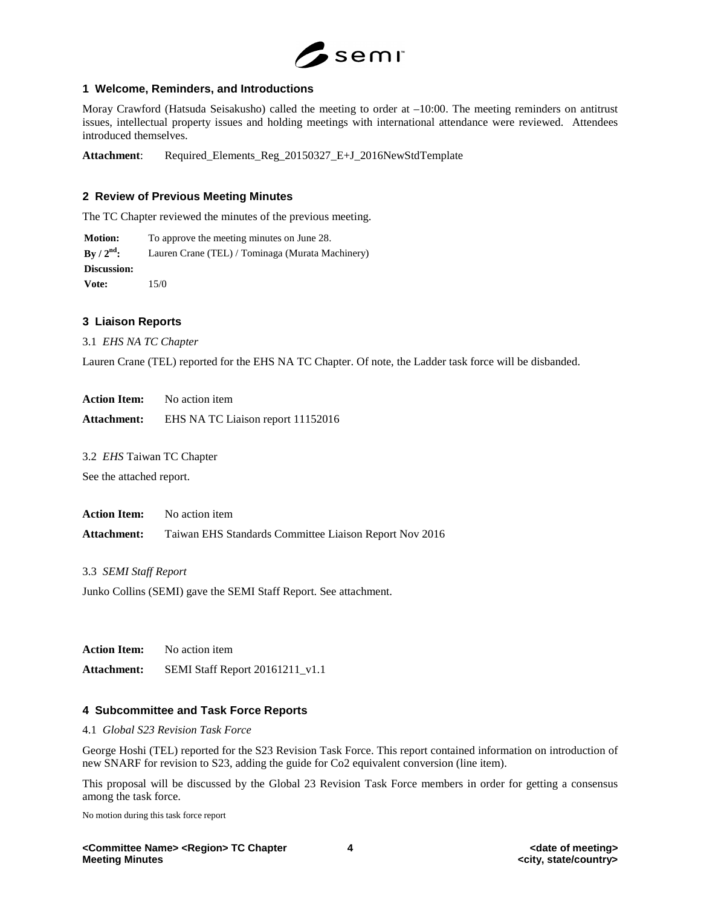## 1 Welcome, Reminders, and Introductions

Moray Crawford (Hatsuda Seisakusho) called the meeting to order at –10:00. The meeting reminders on antitrust issues, intellectual property issues and holding meetings with international attendance were reviewed. Attendees introduced themselves.

**Attachment**: Required_Elements_Reg_20150327_E+J_2016NewStdTemplate

## 2 Review of Previous Meeting Minutes

The TC Chapter reviewed the minutes of the previous meeting.

| | |
|---|---|
| **Motion:** | To approve the meeting minutes on June 28. |
| **By / 2nd:** | Lauren Crane (TEL) / Tominaga (Murata Machinery) |
| **Discussion:** | |
| **Vote:** | 15/0 |

## 3 Liaison Reports

3.1 *EHS NA TC Chapter*

Lauren Crane (TEL) reported for the EHS NA TC Chapter. Of note, the Ladder task force will be disbanded.

**Action Item:** No action item

**Attachment:** EHS NA TC Liaison report 11152016

3.2 *EHS* Taiwan TC Chapter

See the attached report.

**Action Item:** No action item

**Attachment:** Taiwan EHS Standards Committee Liaison Report Nov 2016

3.3 *SEMI Staff Report*

Junko Collins (SEMI) gave the SEMI Staff Report. See attachment.

**Action Item:** No action item

**Attachment:** SEMI Staff Report 20161211_v1.1

## 4 Subcommittee and Task Force Reports

4.1 *Global S23 Revision Task Force*

George Hoshi (TEL) reported for the S23 Revision Task Force. This report contained information on introduction of new SNARF for revision to S23, adding the guide for Co2 equivalent conversion (line item).

This proposal will be discussed by the Global 23 Revision Task Force members in order for getting a consensus among the task force.

No motion during this task force report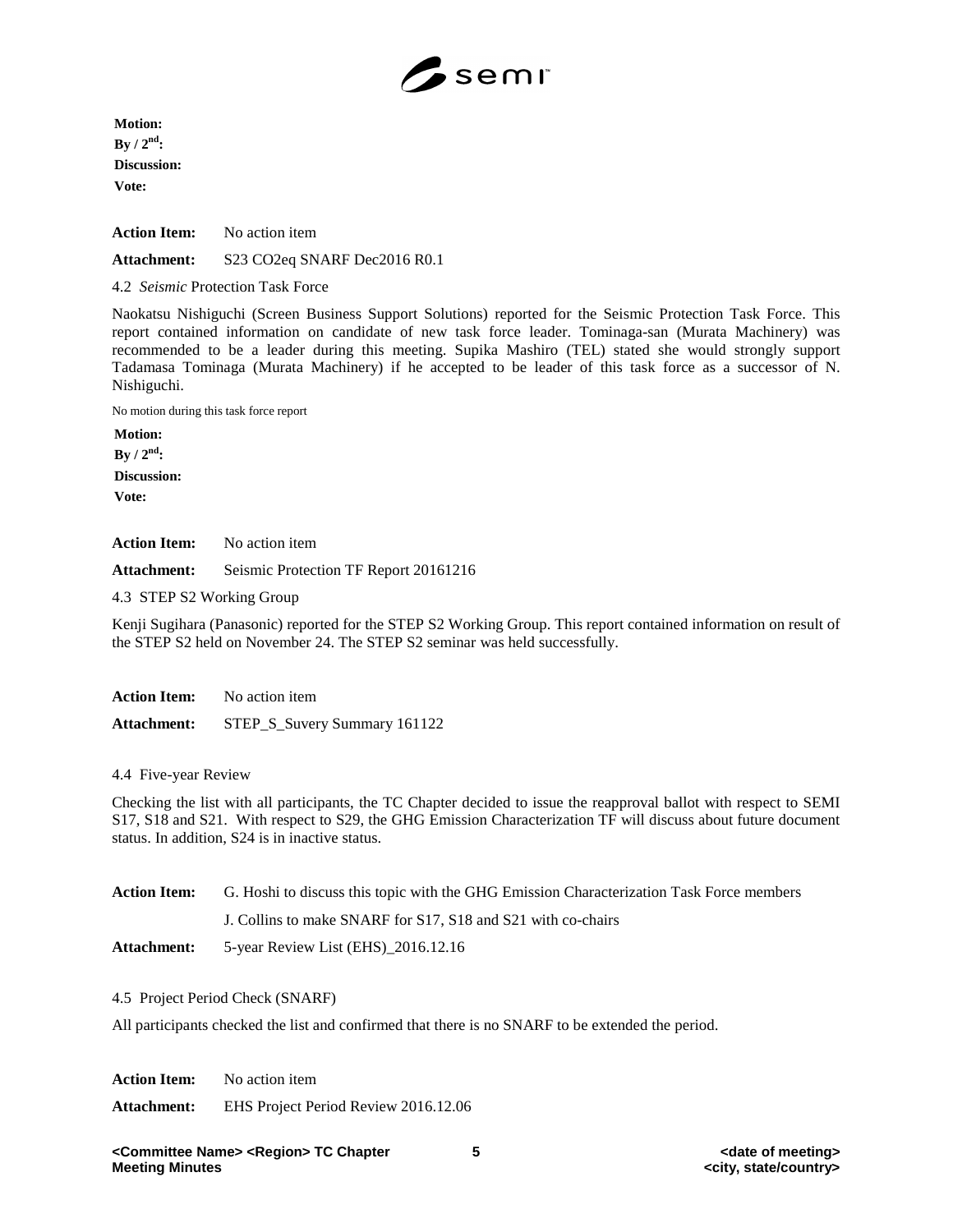**Motion:**
**By / 2nd:**
**Discussion:**
**Vote:**

**Action Item:** No action item

**Attachment:** S23 CO2eq SNARF Dec2016 R0.1

4.2 *Seismic* Protection Task Force

Naokatsu Nishiguchi (Screen Business Support Solutions) reported for the Seismic Protection Task Force. This report contained information on candidate of new task force leader. Tominaga-san (Murata Machinery) was recommended to be a leader during this meeting. Supika Mashiro (TEL) stated she would strongly support Tadamasa Tominaga (Murata Machinery) if he accepted to be leader of this task force as a successor of N. Nishiguchi.

No motion during this task force report

**Motion:**
**By / 2nd:**
**Discussion:**
**Vote:**

**Action Item:** No action item

**Attachment:** Seismic Protection TF Report 20161216

4.3 STEP S2 Working Group

Kenji Sugihara (Panasonic) reported for the STEP S2 Working Group. This report contained information on result of the STEP S2 held on November 24. The STEP S2 seminar was held successfully.

**Action Item:** No action item

**Attachment:** STEP_S_Suvery Summary 161122

4.4 Five-year Review

Checking the list with all participants, the TC Chapter decided to issue the reapproval ballot with respect to SEMI S17, S18 and S21. With respect to S29, the GHG Emission Characterization TF will discuss about future document status. In addition, S24 is in inactive status.

**Action Item:** G. Hoshi to discuss this topic with the GHG Emission Characterization Task Force members

J. Collins to make SNARF for S17, S18 and S21 with co-chairs

**Attachment:** 5-year Review List (EHS)_2016.12.16

4.5 Project Period Check (SNARF)

All participants checked the list and confirmed that there is no SNARF to be extended the period.

**Action Item:** No action item

**Attachment:** EHS Project Period Review 2016.12.06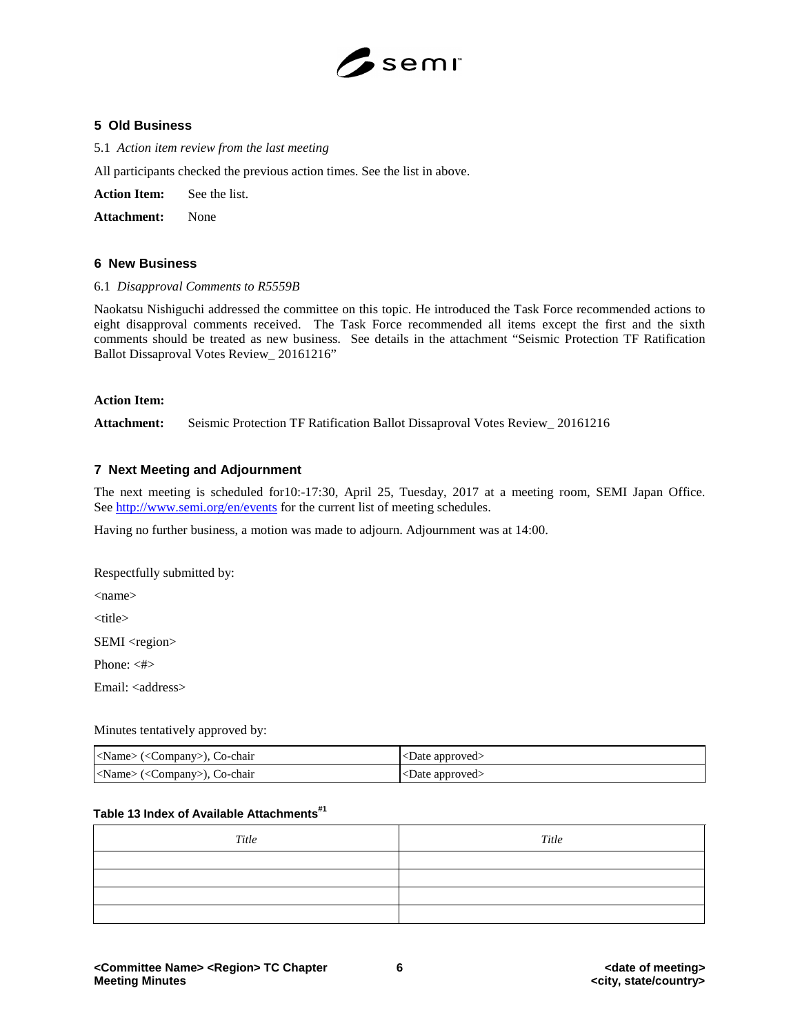## 5 Old Business

5.1 *Action item review from the last meeting*

All participants checked the previous action times. See the list in above.

**Action Item:** See the list.

**Attachment:** None

## 6 New Business

6.1 *Disapproval Comments to R5559B*

Naokatsu Nishiguchi addressed the committee on this topic. He introduced the Task Force recommended actions to eight disapproval comments received. The Task Force recommended all items except the first and the sixth comments should be treated as new business. See details in the attachment "Seismic Protection TF Ratification Ballot Dissaproval Votes Review_ 20161216"

**Action Item:**

**Attachment:** Seismic Protection TF Ratification Ballot Dissaproval Votes Review_ 20161216

## 7 Next Meeting and Adjournment

The next meeting is scheduled for10:-17:30, April 25, Tuesday, 2017 at a meeting room, SEMI Japan Office. See http://www.semi.org/en/events for the current list of meeting schedules.

Having no further business, a motion was made to adjourn. Adjournment was at 14:00.

Respectfully submitted by:

<name>

<title>

SEMI <region>

Phone: <#>

Email: <address>

Minutes tentatively approved by:

| | |
|---|---|
| <Name> (<Company>), Co-chair | <Date approved> |
| <Name> (<Company>), Co-chair | <Date approved> |

**Table 13 Index of Available Attachments**[#1]

| *Title* | *Title* |
|---|---|
| | |
| | |
| | |
| | |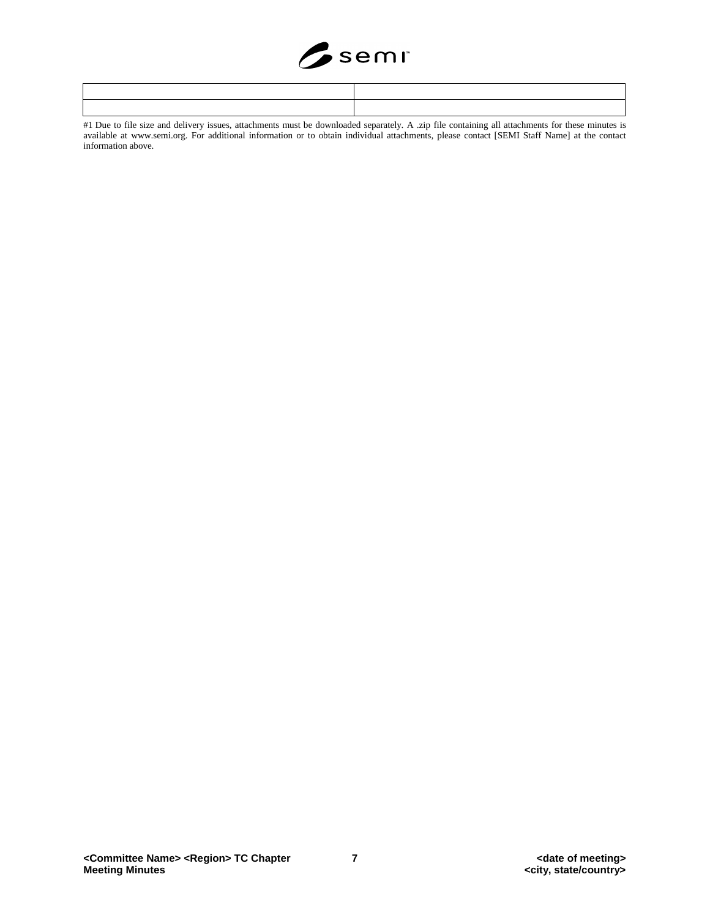| | |
|---|---|
| | |

#1 Due to file size and delivery issues, attachments must be downloaded separately. A .zip file containing all attachments for these minutes is available at www.semi.org. For additional information or to obtain individual attachments, please contact [SEMI Staff Name] at the contact information above.